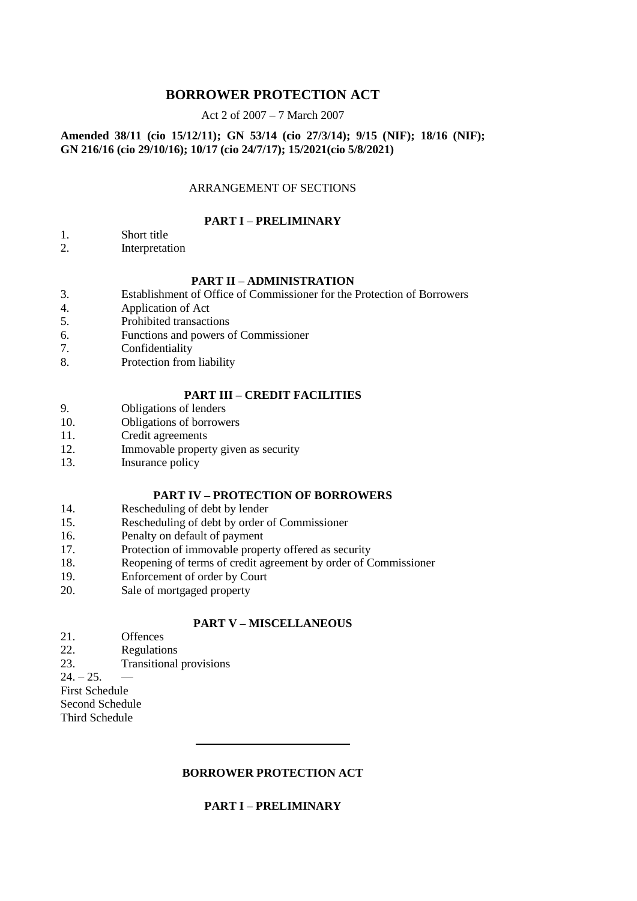# BORROWER PROTECTION ACT

Act 2 of 2007 – 7 March 2007

**Amended 38/11 (cio 15/12/11); GN 53/14 (cio 27/3/14); 9/15 (NIF); 18/16 (NIF); GN 216/16 (cio 29/10/16); 10/17 (cio 24/7/17); 15/2021(cio 5/8/2021)**

ARRANGEMENT OF SECTIONS

### PART I – PRELIMINARY

1. Short title
2. Interpretation

### PART II – ADMINISTRATION

3. Establishment of Office of Commissioner for the Protection of Borrowers
4. Application of Act
5. Prohibited transactions
6. Functions and powers of Commissioner
7. Confidentiality
8. Protection from liability

### PART III – CREDIT FACILITIES

9. Obligations of lenders
10. Obligations of borrowers
11. Credit agreements
12. Immovable property given as security
13. Insurance policy

### PART IV – PROTECTION OF BORROWERS

14. Rescheduling of debt by lender
15. Rescheduling of debt by order of Commissioner
16. Penalty on default of payment
17. Protection of immovable property offered as security
18. Reopening of terms of credit agreement by order of Commissioner
19. Enforcement of order by Court
20. Sale of mortgaged property

### PART V – MISCELLANEOUS

21. Offences
22. Regulations
23. Transitional provisions

24. – 25. —

First Schedule
Second Schedule
Third Schedule

---

## BORROWER PROTECTION ACT

### PART I – PRELIMINARY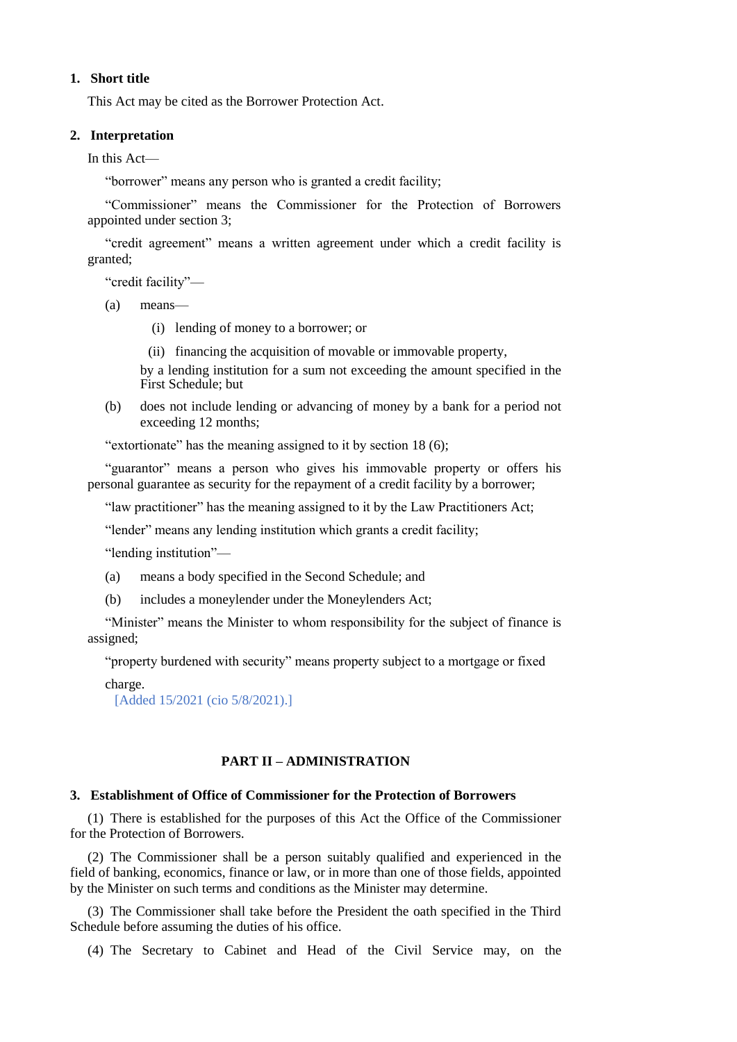### 1. Short title

This Act may be cited as the Borrower Protection Act.

### 2. Interpretation

In this Act—

"borrower" means any person who is granted a credit facility;

"Commissioner" means the Commissioner for the Protection of Borrowers appointed under section 3;

"credit agreement" means a written agreement under which a credit facility is granted;

"credit facility"—

(a) means—

(i) lending of money to a borrower; or

(ii) financing the acquisition of movable or immovable property,

by a lending institution for a sum not exceeding the amount specified in the First Schedule; but

(b) does not include lending or advancing of money by a bank for a period not exceeding 12 months;

"extortionate" has the meaning assigned to it by section 18 (6);

"guarantor" means a person who gives his immovable property or offers his personal guarantee as security for the repayment of a credit facility by a borrower;

"law practitioner" has the meaning assigned to it by the Law Practitioners Act;

"lender" means any lending institution which grants a credit facility;

"lending institution"—

(a) means a body specified in the Second Schedule; and

(b) includes a moneylender under the Moneylenders Act;

"Minister" means the Minister to whom responsibility for the subject of finance is assigned;

"property burdened with security" means property subject to a mortgage or fixed charge.

[Added 15/2021 (cio 5/8/2021).]

## PART II – ADMINISTRATION

### 3. Establishment of Office of Commissioner for the Protection of Borrowers

(1) There is established for the purposes of this Act the Office of the Commissioner for the Protection of Borrowers.

(2) The Commissioner shall be a person suitably qualified and experienced in the field of banking, economics, finance or law, or in more than one of those fields, appointed by the Minister on such terms and conditions as the Minister may determine.

(3) The Commissioner shall take before the President the oath specified in the Third Schedule before assuming the duties of his office.

(4) The Secretary to Cabinet and Head of the Civil Service may, on the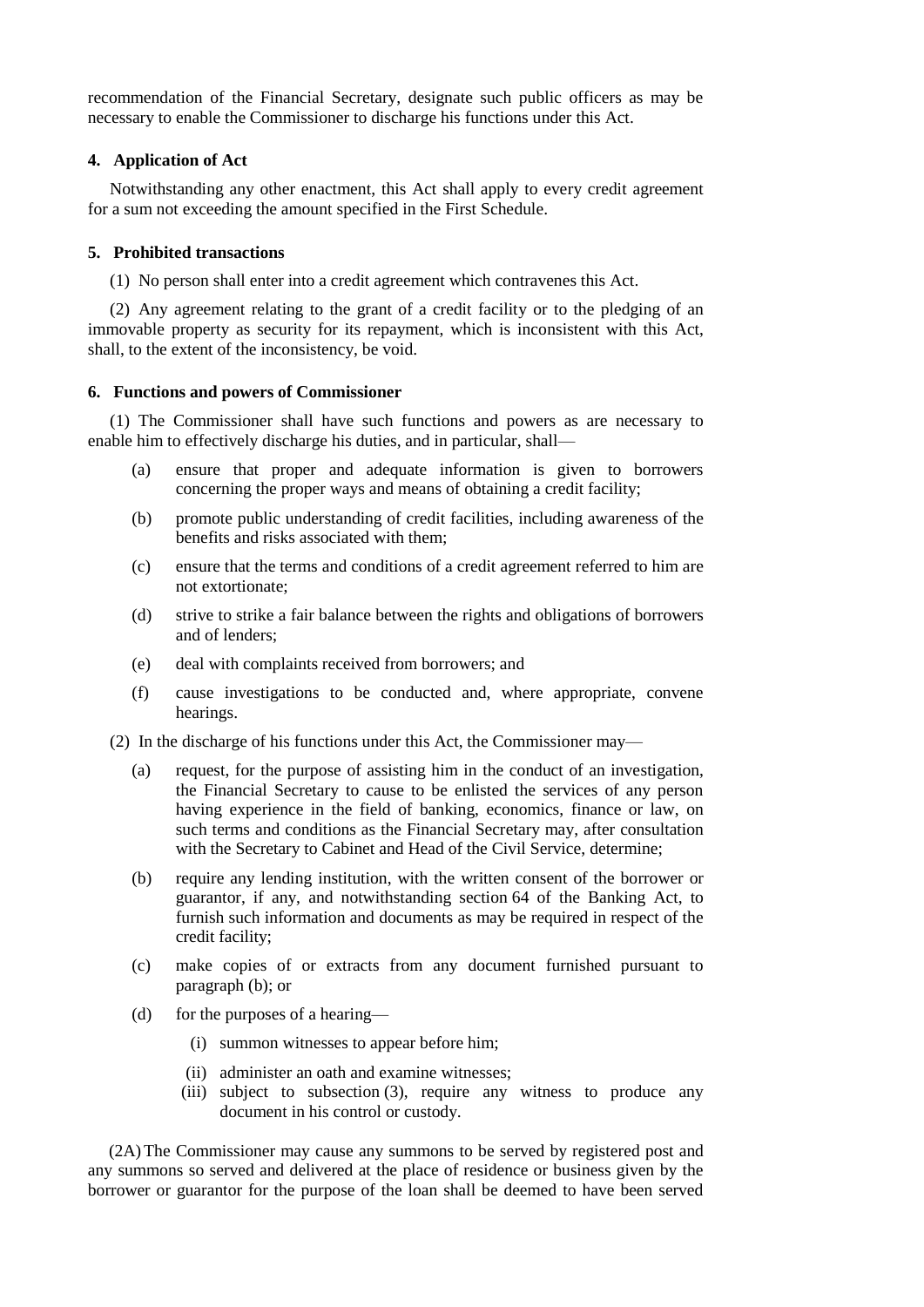recommendation of the Financial Secretary, designate such public officers as may be necessary to enable the Commissioner to discharge his functions under this Act.

#### 4. Application of Act

Notwithstanding any other enactment, this Act shall apply to every credit agreement for a sum not exceeding the amount specified in the First Schedule.

#### 5. Prohibited transactions

(1) No person shall enter into a credit agreement which contravenes this Act.

(2) Any agreement relating to the grant of a credit facility or to the pledging of an immovable property as security for its repayment, which is inconsistent with this Act, shall, to the extent of the inconsistency, be void.

#### 6. Functions and powers of Commissioner

(1) The Commissioner shall have such functions and powers as are necessary to enable him to effectively discharge his duties, and in particular, shall—

(a) ensure that proper and adequate information is given to borrowers concerning the proper ways and means of obtaining a credit facility;

(b) promote public understanding of credit facilities, including awareness of the benefits and risks associated with them;

(c) ensure that the terms and conditions of a credit agreement referred to him are not extortionate;

(d) strive to strike a fair balance between the rights and obligations of borrowers and of lenders;

(e) deal with complaints received from borrowers; and

(f) cause investigations to be conducted and, where appropriate, convene hearings.

(2) In the discharge of his functions under this Act, the Commissioner may—

(a) request, for the purpose of assisting him in the conduct of an investigation, the Financial Secretary to cause to be enlisted the services of any person having experience in the field of banking, economics, finance or law, on such terms and conditions as the Financial Secretary may, after consultation with the Secretary to Cabinet and Head of the Civil Service, determine;

(b) require any lending institution, with the written consent of the borrower or guarantor, if any, and notwithstanding section 64 of the Banking Act, to furnish such information and documents as may be required in respect of the credit facility;

(c) make copies of or extracts from any document furnished pursuant to paragraph (b); or

(d) for the purposes of a hearing—

(i) summon witnesses to appear before him;

(ii) administer an oath and examine witnesses;

(iii) subject to subsection (3), require any witness to produce any document in his control or custody.

(2A) The Commissioner may cause any summons to be served by registered post and any summons so served and delivered at the place of residence or business given by the borrower or guarantor for the purpose of the loan shall be deemed to have been served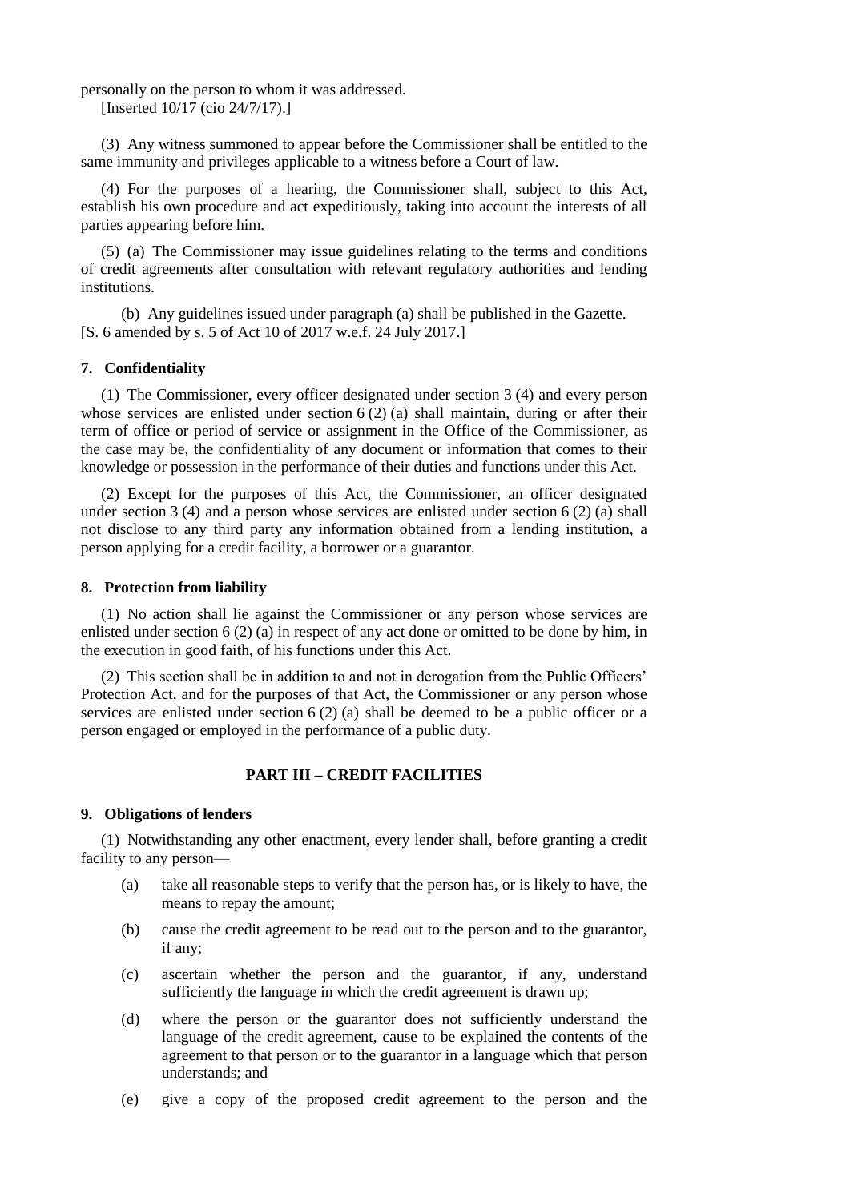personally on the person to whom it was addressed.

[Inserted 10/17 (cio 24/7/17).]

(3) Any witness summoned to appear before the Commissioner shall be entitled to the same immunity and privileges applicable to a witness before a Court of law.

(4) For the purposes of a hearing, the Commissioner shall, subject to this Act, establish his own procedure and act expeditiously, taking into account the interests of all parties appearing before him.

(5) (a) The Commissioner may issue guidelines relating to the terms and conditions of credit agreements after consultation with relevant regulatory authorities and lending institutions.

(b) Any guidelines issued under paragraph (a) shall be published in the Gazette.

[S. 6 amended by s. 5 of Act 10 of 2017 w.e.f. 24 July 2017.]

### 7. Confidentiality

(1) The Commissioner, every officer designated under section 3 (4) and every person whose services are enlisted under section 6 (2) (a) shall maintain, during or after their term of office or period of service or assignment in the Office of the Commissioner, as the case may be, the confidentiality of any document or information that comes to their knowledge or possession in the performance of their duties and functions under this Act.

(2) Except for the purposes of this Act, the Commissioner, an officer designated under section 3 (4) and a person whose services are enlisted under section 6 (2) (a) shall not disclose to any third party any information obtained from a lending institution, a person applying for a credit facility, a borrower or a guarantor.

### 8. Protection from liability

(1) No action shall lie against the Commissioner or any person whose services are enlisted under section 6 (2) (a) in respect of any act done or omitted to be done by him, in the execution in good faith, of his functions under this Act.

(2) This section shall be in addition to and not in derogation from the Public Officers' Protection Act, and for the purposes of that Act, the Commissioner or any person whose services are enlisted under section 6 (2) (a) shall be deemed to be a public officer or a person engaged or employed in the performance of a public duty.

## PART III – CREDIT FACILITIES

### 9. Obligations of lenders

(1) Notwithstanding any other enactment, every lender shall, before granting a credit facility to any person—

(a) take all reasonable steps to verify that the person has, or is likely to have, the means to repay the amount;

(b) cause the credit agreement to be read out to the person and to the guarantor, if any;

(c) ascertain whether the person and the guarantor, if any, understand sufficiently the language in which the credit agreement is drawn up;

(d) where the person or the guarantor does not sufficiently understand the language of the credit agreement, cause to be explained the contents of the agreement to that person or to the guarantor in a language which that person understands; and

(e) give a copy of the proposed credit agreement to the person and the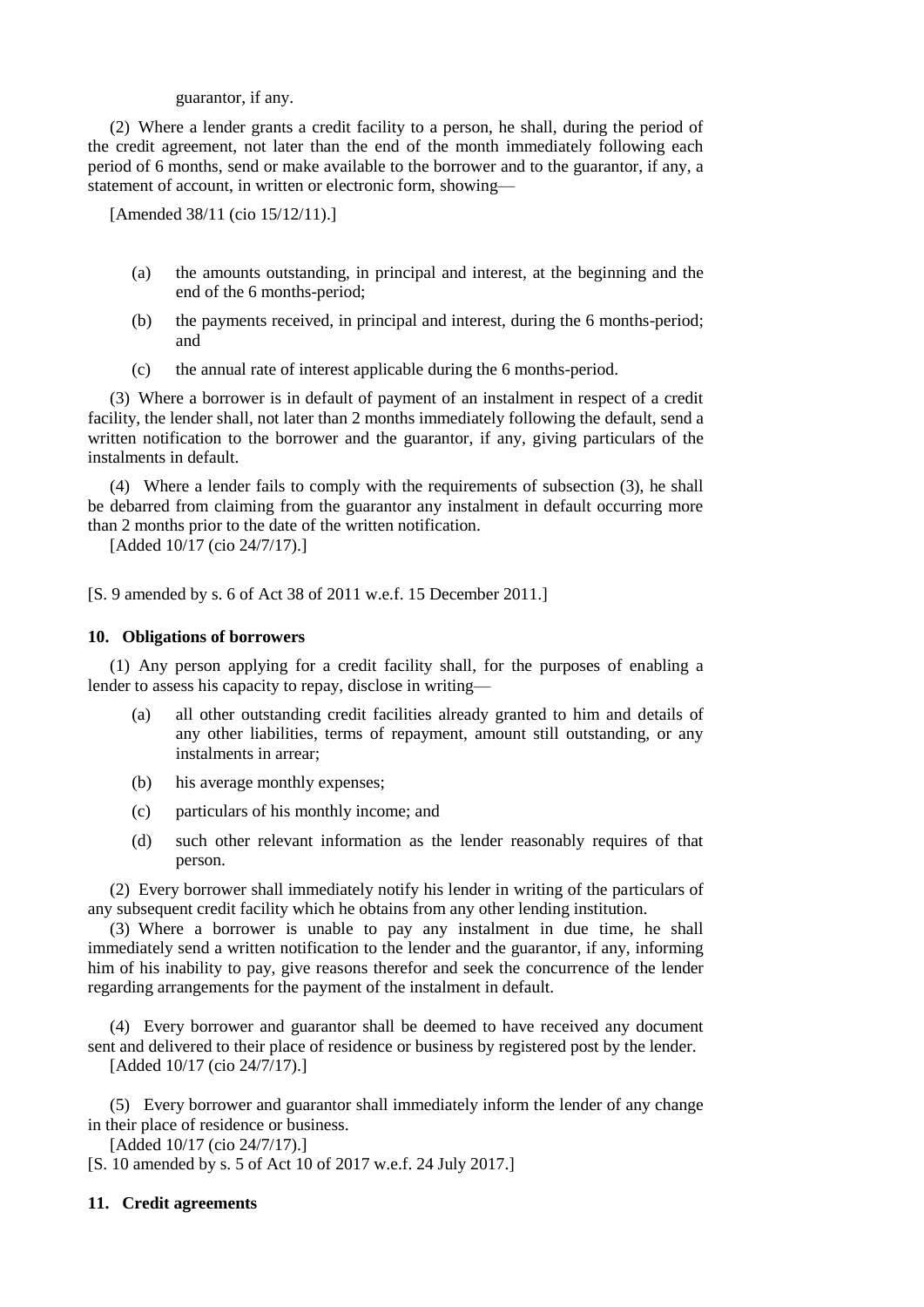guarantor, if any.

(2) Where a lender grants a credit facility to a person, he shall, during the period of the credit agreement, not later than the end of the month immediately following each period of 6 months, send or make available to the borrower and to the guarantor, if any, a statement of account, in written or electronic form, showing—

[Amended 38/11 (cio 15/12/11).]

(a) the amounts outstanding, in principal and interest, at the beginning and the end of the 6 months-period;

(b) the payments received, in principal and interest, during the 6 months-period; and

(c) the annual rate of interest applicable during the 6 months-period.

(3) Where a borrower is in default of payment of an instalment in respect of a credit facility, the lender shall, not later than 2 months immediately following the default, send a written notification to the borrower and the guarantor, if any, giving particulars of the instalments in default.

(4) Where a lender fails to comply with the requirements of subsection (3), he shall be debarred from claiming from the guarantor any instalment in default occurring more than 2 months prior to the date of the written notification.

[Added 10/17 (cio 24/7/17).]

[S. 9 amended by s. 6 of Act 38 of 2011 w.e.f. 15 December 2011.]

**10. Obligations of borrowers**

(1) Any person applying for a credit facility shall, for the purposes of enabling a lender to assess his capacity to repay, disclose in writing—

(a) all other outstanding credit facilities already granted to him and details of any other liabilities, terms of repayment, amount still outstanding, or any instalments in arrear;

(b) his average monthly expenses;

(c) particulars of his monthly income; and

(d) such other relevant information as the lender reasonably requires of that person.

(2) Every borrower shall immediately notify his lender in writing of the particulars of any subsequent credit facility which he obtains from any other lending institution.

(3) Where a borrower is unable to pay any instalment in due time, he shall immediately send a written notification to the lender and the guarantor, if any, informing him of his inability to pay, give reasons therefor and seek the concurrence of the lender regarding arrangements for the payment of the instalment in default.

(4) Every borrower and guarantor shall be deemed to have received any document sent and delivered to their place of residence or business by registered post by the lender.

[Added 10/17 (cio 24/7/17).]

(5) Every borrower and guarantor shall immediately inform the lender of any change in their place of residence or business.

[Added 10/17 (cio 24/7/17).]

[S. 10 amended by s. 5 of Act 10 of 2017 w.e.f. 24 July 2017.]

**11. Credit agreements**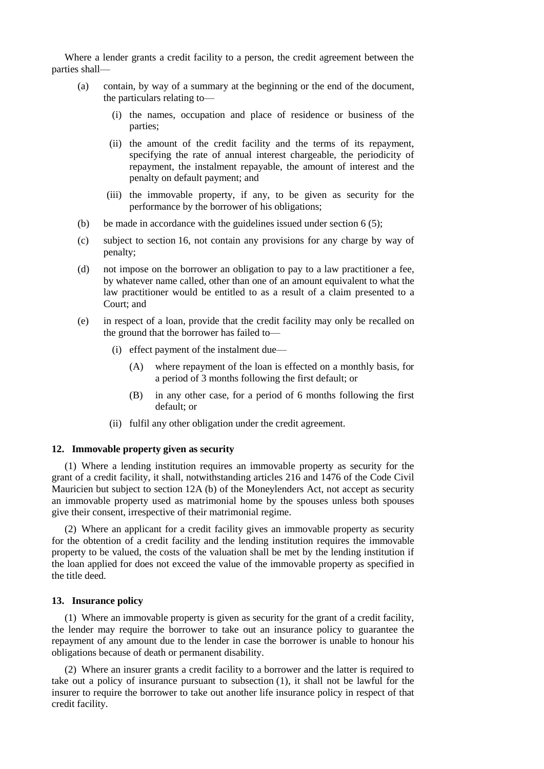Where a lender grants a credit facility to a person, the credit agreement between the parties shall—

(a) contain, by way of a summary at the beginning or the end of the document, the particulars relating to—

  (i) the names, occupation and place of residence or business of the parties;

  (ii) the amount of the credit facility and the terms of its repayment, specifying the rate of annual interest chargeable, the periodicity of repayment, the instalment repayable, the amount of interest and the penalty on default payment; and

  (iii) the immovable property, if any, to be given as security for the performance by the borrower of his obligations;

(b) be made in accordance with the guidelines issued under section 6 (5);

(c) subject to section 16, not contain any provisions for any charge by way of penalty;

(d) not impose on the borrower an obligation to pay to a law practitioner a fee, by whatever name called, other than one of an amount equivalent to what the law practitioner would be entitled to as a result of a claim presented to a Court; and

(e) in respect of a loan, provide that the credit facility may only be recalled on the ground that the borrower has failed to—

  (i) effect payment of the instalment due—

    (A) where repayment of the loan is effected on a monthly basis, for a period of 3 months following the first default; or

    (B) in any other case, for a period of 6 months following the first default; or

  (ii) fulfil any other obligation under the credit agreement.

### 12. Immovable property given as security

(1) Where a lending institution requires an immovable property as security for the grant of a credit facility, it shall, notwithstanding articles 216 and 1476 of the Code Civil Mauricien but subject to section 12A (b) of the Moneylenders Act, not accept as security an immovable property used as matrimonial home by the spouses unless both spouses give their consent, irrespective of their matrimonial regime.

(2) Where an applicant for a credit facility gives an immovable property as security for the obtention of a credit facility and the lending institution requires the immovable property to be valued, the costs of the valuation shall be met by the lending institution if the loan applied for does not exceed the value of the immovable property as specified in the title deed.

### 13. Insurance policy

(1) Where an immovable property is given as security for the grant of a credit facility, the lender may require the borrower to take out an insurance policy to guarantee the repayment of any amount due to the lender in case the borrower is unable to honour his obligations because of death or permanent disability.

(2) Where an insurer grants a credit facility to a borrower and the latter is required to take out a policy of insurance pursuant to subsection (1), it shall not be lawful for the insurer to require the borrower to take out another life insurance policy in respect of that credit facility.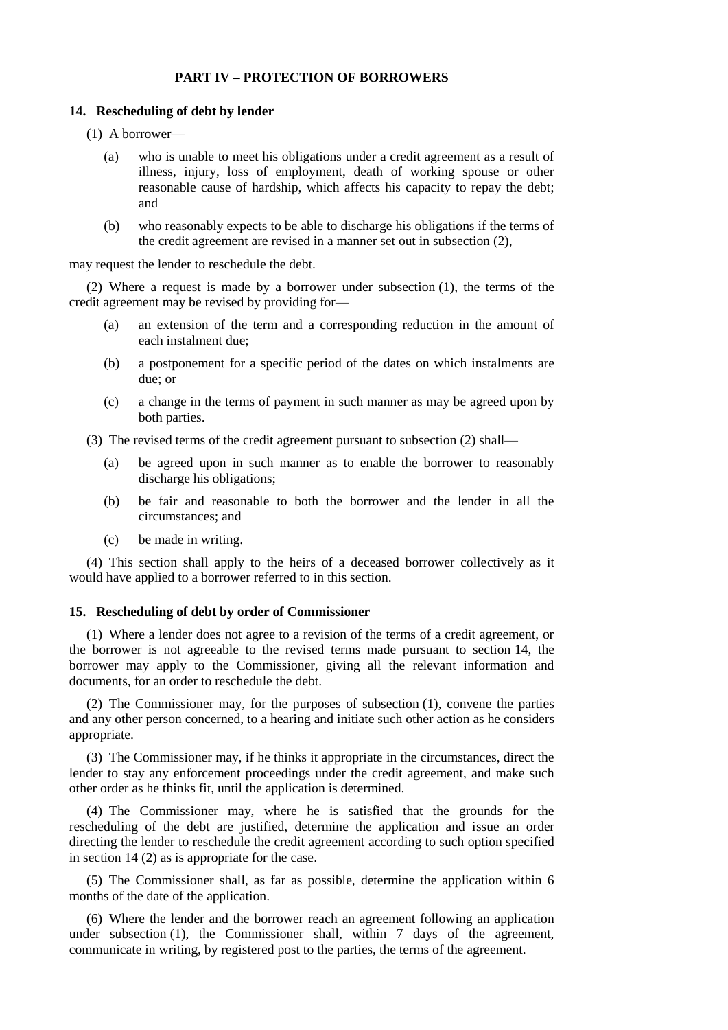## PART IV – PROTECTION OF BORROWERS

### 14. Rescheduling of debt by lender

(1) A borrower—

- (a) who is unable to meet his obligations under a credit agreement as a result of illness, injury, loss of employment, death of working spouse or other reasonable cause of hardship, which affects his capacity to repay the debt; and
- (b) who reasonably expects to be able to discharge his obligations if the terms of the credit agreement are revised in a manner set out in subsection (2),

may request the lender to reschedule the debt.

(2) Where a request is made by a borrower under subsection (1), the terms of the credit agreement may be revised by providing for—

- (a) an extension of the term and a corresponding reduction in the amount of each instalment due;
- (b) a postponement for a specific period of the dates on which instalments are due; or
- (c) a change in the terms of payment in such manner as may be agreed upon by both parties.

(3) The revised terms of the credit agreement pursuant to subsection (2) shall—

- (a) be agreed upon in such manner as to enable the borrower to reasonably discharge his obligations;
- (b) be fair and reasonable to both the borrower and the lender in all the circumstances; and
- (c) be made in writing.

(4) This section shall apply to the heirs of a deceased borrower collectively as it would have applied to a borrower referred to in this section.

### 15. Rescheduling of debt by order of Commissioner

(1) Where a lender does not agree to a revision of the terms of a credit agreement, or the borrower is not agreeable to the revised terms made pursuant to section 14, the borrower may apply to the Commissioner, giving all the relevant information and documents, for an order to reschedule the debt.

(2) The Commissioner may, for the purposes of subsection (1), convene the parties and any other person concerned, to a hearing and initiate such other action as he considers appropriate.

(3) The Commissioner may, if he thinks it appropriate in the circumstances, direct the lender to stay any enforcement proceedings under the credit agreement, and make such other order as he thinks fit, until the application is determined.

(4) The Commissioner may, where he is satisfied that the grounds for the rescheduling of the debt are justified, determine the application and issue an order directing the lender to reschedule the credit agreement according to such option specified in section 14 (2) as is appropriate for the case.

(5) The Commissioner shall, as far as possible, determine the application within 6 months of the date of the application.

(6) Where the lender and the borrower reach an agreement following an application under subsection (1), the Commissioner shall, within 7 days of the agreement, communicate in writing, by registered post to the parties, the terms of the agreement.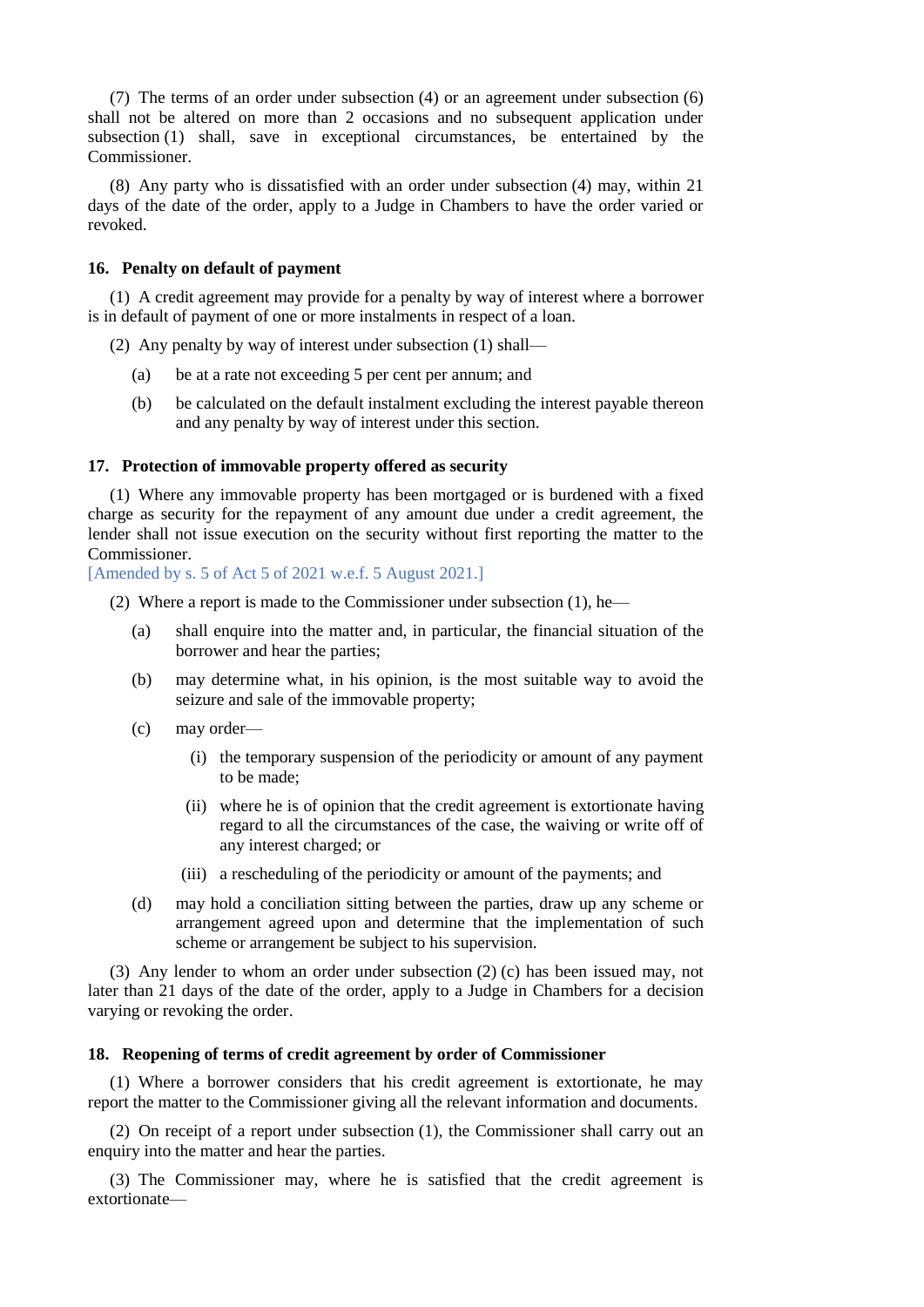(7) The terms of an order under subsection (4) or an agreement under subsection (6) shall not be altered on more than 2 occasions and no subsequent application under subsection (1) shall, save in exceptional circumstances, be entertained by the Commissioner.

(8) Any party who is dissatisfied with an order under subsection (4) may, within 21 days of the date of the order, apply to a Judge in Chambers to have the order varied or revoked.

**16. Penalty on default of payment**

(1) A credit agreement may provide for a penalty by way of interest where a borrower is in default of payment of one or more instalments in respect of a loan.

(2) Any penalty by way of interest under subsection (1) shall—

(a) be at a rate not exceeding 5 per cent per annum; and

(b) be calculated on the default instalment excluding the interest payable thereon and any penalty by way of interest under this section.

**17. Protection of immovable property offered as security**

(1) Where any immovable property has been mortgaged or is burdened with a fixed charge as security for the repayment of any amount due under a credit agreement, the lender shall not issue execution on the security without first reporting the matter to the Commissioner.

[Amended by s. 5 of Act 5 of 2021 w.e.f. 5 August 2021.]

(2) Where a report is made to the Commissioner under subsection (1), he—

(a) shall enquire into the matter and, in particular, the financial situation of the borrower and hear the parties;

(b) may determine what, in his opinion, is the most suitable way to avoid the seizure and sale of the immovable property;

(c) may order—

(i) the temporary suspension of the periodicity or amount of any payment to be made;

(ii) where he is of opinion that the credit agreement is extortionate having regard to all the circumstances of the case, the waiving or write off of any interest charged; or

(iii) a rescheduling of the periodicity or amount of the payments; and

(d) may hold a conciliation sitting between the parties, draw up any scheme or arrangement agreed upon and determine that the implementation of such scheme or arrangement be subject to his supervision.

(3) Any lender to whom an order under subsection (2) (c) has been issued may, not later than 21 days of the date of the order, apply to a Judge in Chambers for a decision varying or revoking the order.

**18. Reopening of terms of credit agreement by order of Commissioner**

(1) Where a borrower considers that his credit agreement is extortionate, he may report the matter to the Commissioner giving all the relevant information and documents.

(2) On receipt of a report under subsection (1), the Commissioner shall carry out an enquiry into the matter and hear the parties.

(3) The Commissioner may, where he is satisfied that the credit agreement is extortionate—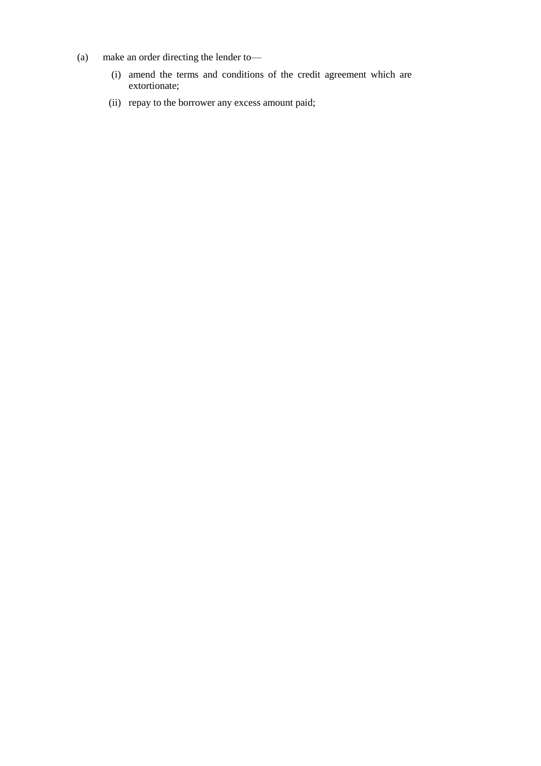(a) make an order directing the lender to—

  (i) amend the terms and conditions of the credit agreement which are extortionate;

  (ii) repay to the borrower any excess amount paid;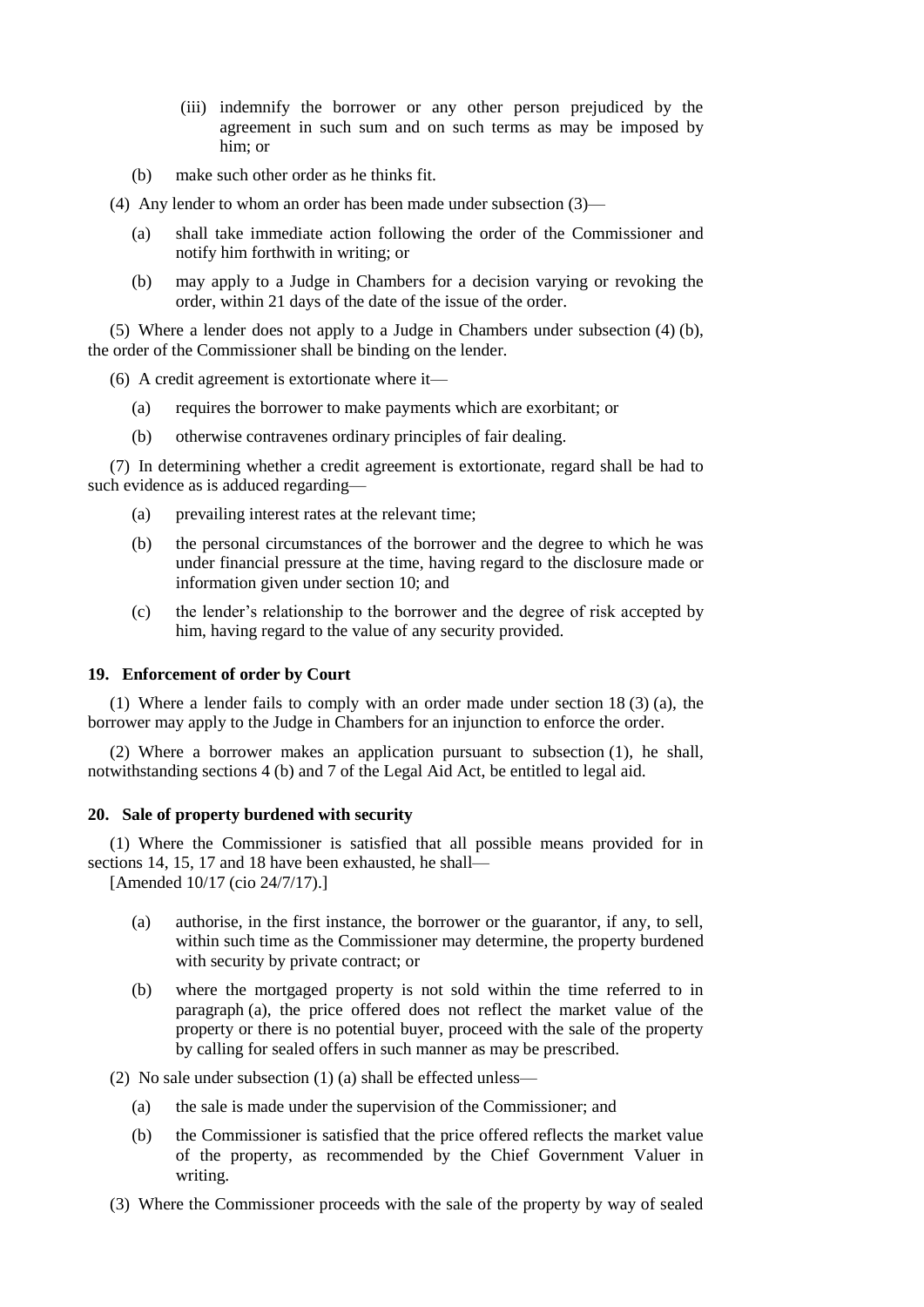(iii) indemnify the borrower or any other person prejudiced by the agreement in such sum and on such terms as may be imposed by him; or

(b) make such other order as he thinks fit.

(4) Any lender to whom an order has been made under subsection (3)—

(a) shall take immediate action following the order of the Commissioner and notify him forthwith in writing; or

(b) may apply to a Judge in Chambers for a decision varying or revoking the order, within 21 days of the date of the issue of the order.

(5) Where a lender does not apply to a Judge in Chambers under subsection (4) (b), the order of the Commissioner shall be binding on the lender.

(6) A credit agreement is extortionate where it—

(a) requires the borrower to make payments which are exorbitant; or

(b) otherwise contravenes ordinary principles of fair dealing.

(7) In determining whether a credit agreement is extortionate, regard shall be had to such evidence as is adduced regarding—

(a) prevailing interest rates at the relevant time;

(b) the personal circumstances of the borrower and the degree to which he was under financial pressure at the time, having regard to the disclosure made or information given under section 10; and

(c) the lender's relationship to the borrower and the degree of risk accepted by him, having regard to the value of any security provided.

**19. Enforcement of order by Court**

(1) Where a lender fails to comply with an order made under section 18 (3) (a), the borrower may apply to the Judge in Chambers for an injunction to enforce the order.

(2) Where a borrower makes an application pursuant to subsection (1), he shall, notwithstanding sections 4 (b) and 7 of the Legal Aid Act, be entitled to legal aid.

**20. Sale of property burdened with security**

(1) Where the Commissioner is satisfied that all possible means provided for in sections 14, 15, 17 and 18 have been exhausted, he shall—

[Amended 10/17 (cio 24/7/17).]

(a) authorise, in the first instance, the borrower or the guarantor, if any, to sell, within such time as the Commissioner may determine, the property burdened with security by private contract; or

(b) where the mortgaged property is not sold within the time referred to in paragraph (a), the price offered does not reflect the market value of the property or there is no potential buyer, proceed with the sale of the property by calling for sealed offers in such manner as may be prescribed.

(2) No sale under subsection (1) (a) shall be effected unless—

(a) the sale is made under the supervision of the Commissioner; and

(b) the Commissioner is satisfied that the price offered reflects the market value of the property, as recommended by the Chief Government Valuer in writing.

(3) Where the Commissioner proceeds with the sale of the property by way of sealed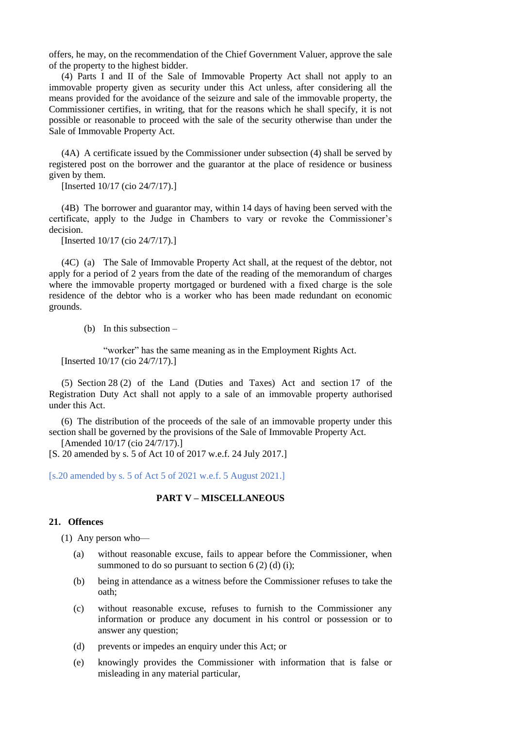offers, he may, on the recommendation of the Chief Government Valuer, approve the sale of the property to the highest bidder.

(4) Parts I and II of the Sale of Immovable Property Act shall not apply to an immovable property given as security under this Act unless, after considering all the means provided for the avoidance of the seizure and sale of the immovable property, the Commissioner certifies, in writing, that for the reasons which he shall specify, it is not possible or reasonable to proceed with the sale of the security otherwise than under the Sale of Immovable Property Act.

(4A) A certificate issued by the Commissioner under subsection (4) shall be served by registered post on the borrower and the guarantor at the place of residence or business given by them.

[Inserted 10/17 (cio 24/7/17).]

(4B) The borrower and guarantor may, within 14 days of having been served with the certificate, apply to the Judge in Chambers to vary or revoke the Commissioner's decision.

[Inserted 10/17 (cio 24/7/17).]

(4C) (a) The Sale of Immovable Property Act shall, at the request of the debtor, not apply for a period of 2 years from the date of the reading of the memorandum of charges where the immovable property mortgaged or burdened with a fixed charge is the sole residence of the debtor who is a worker who has been made redundant on economic grounds.

(b) In this subsection –

"worker" has the same meaning as in the Employment Rights Act.

[Inserted 10/17 (cio 24/7/17).]

(5) Section 28 (2) of the Land (Duties and Taxes) Act and section 17 of the Registration Duty Act shall not apply to a sale of an immovable property authorised under this Act.

(6) The distribution of the proceeds of the sale of an immovable property under this section shall be governed by the provisions of the Sale of Immovable Property Act.

[Amended 10/17 (cio 24/7/17).]

[S. 20 amended by s. 5 of Act 10 of 2017 w.e.f. 24 July 2017.]

[s.20 amended by s. 5 of Act 5 of 2021 w.e.f. 5 August 2021.]

## PART V – MISCELLANEOUS

### 21. Offences

(1) Any person who—

(a) without reasonable excuse, fails to appear before the Commissioner, when summoned to do so pursuant to section 6 (2) (d) (i);

(b) being in attendance as a witness before the Commissioner refuses to take the oath;

(c) without reasonable excuse, refuses to furnish to the Commissioner any information or produce any document in his control or possession or to answer any question;

(d) prevents or impedes an enquiry under this Act; or

(e) knowingly provides the Commissioner with information that is false or misleading in any material particular,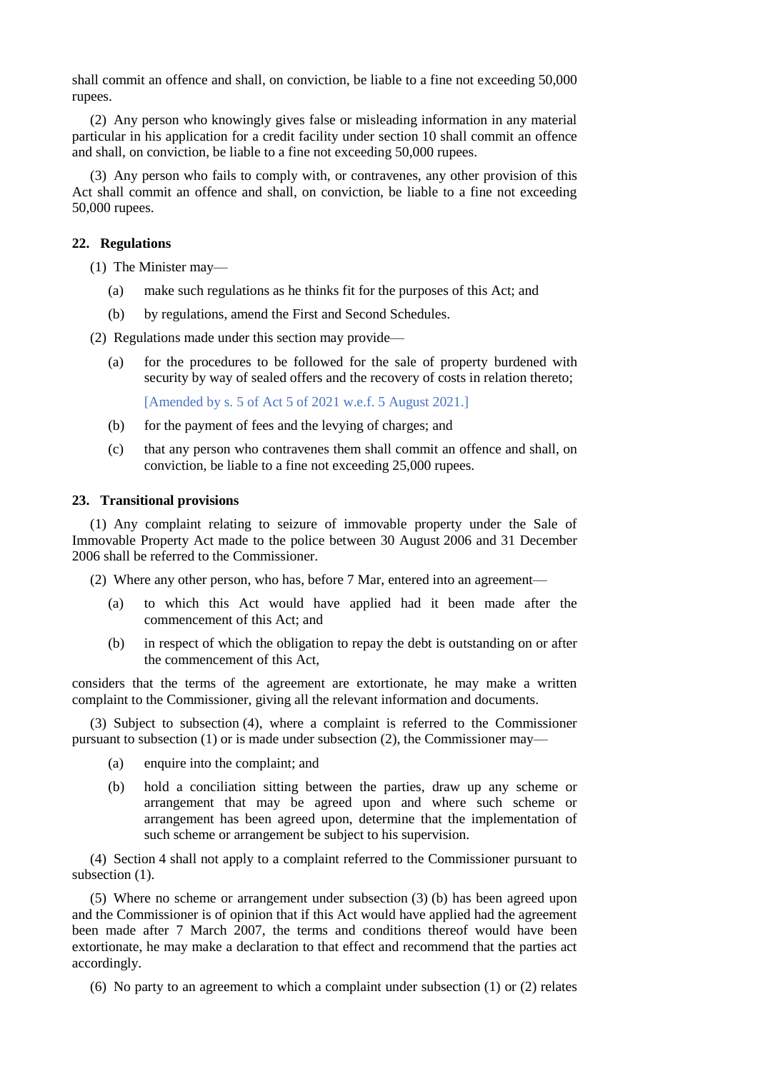shall commit an offence and shall, on conviction, be liable to a fine not exceeding 50,000 rupees.

(2) Any person who knowingly gives false or misleading information in any material particular in his application for a credit facility under section 10 shall commit an offence and shall, on conviction, be liable to a fine not exceeding 50,000 rupees.

(3) Any person who fails to comply with, or contravenes, any other provision of this Act shall commit an offence and shall, on conviction, be liable to a fine not exceeding 50,000 rupees.

### 22. Regulations

(1) The Minister may—

(a) make such regulations as he thinks fit for the purposes of this Act; and

(b) by regulations, amend the First and Second Schedules.

(2) Regulations made under this section may provide—

(a) for the procedures to be followed for the sale of property burdened with security by way of sealed offers and the recovery of costs in relation thereto;

[Amended by s. 5 of Act 5 of 2021 w.e.f. 5 August 2021.]

(b) for the payment of fees and the levying of charges; and

(c) that any person who contravenes them shall commit an offence and shall, on conviction, be liable to a fine not exceeding 25,000 rupees.

### 23. Transitional provisions

(1) Any complaint relating to seizure of immovable property under the Sale of Immovable Property Act made to the police between 30 August 2006 and 31 December 2006 shall be referred to the Commissioner.

(2) Where any other person, who has, before 7 Mar, entered into an agreement—

(a) to which this Act would have applied had it been made after the commencement of this Act; and

(b) in respect of which the obligation to repay the debt is outstanding on or after the commencement of this Act,

considers that the terms of the agreement are extortionate, he may make a written complaint to the Commissioner, giving all the relevant information and documents.

(3) Subject to subsection (4), where a complaint is referred to the Commissioner pursuant to subsection (1) or is made under subsection (2), the Commissioner may—

(a) enquire into the complaint; and

(b) hold a conciliation sitting between the parties, draw up any scheme or arrangement that may be agreed upon and where such scheme or arrangement has been agreed upon, determine that the implementation of such scheme or arrangement be subject to his supervision.

(4) Section 4 shall not apply to a complaint referred to the Commissioner pursuant to subsection (1).

(5) Where no scheme or arrangement under subsection (3) (b) has been agreed upon and the Commissioner is of opinion that if this Act would have applied had the agreement been made after 7 March 2007, the terms and conditions thereof would have been extortionate, he may make a declaration to that effect and recommend that the parties act accordingly.

(6) No party to an agreement to which a complaint under subsection (1) or (2) relates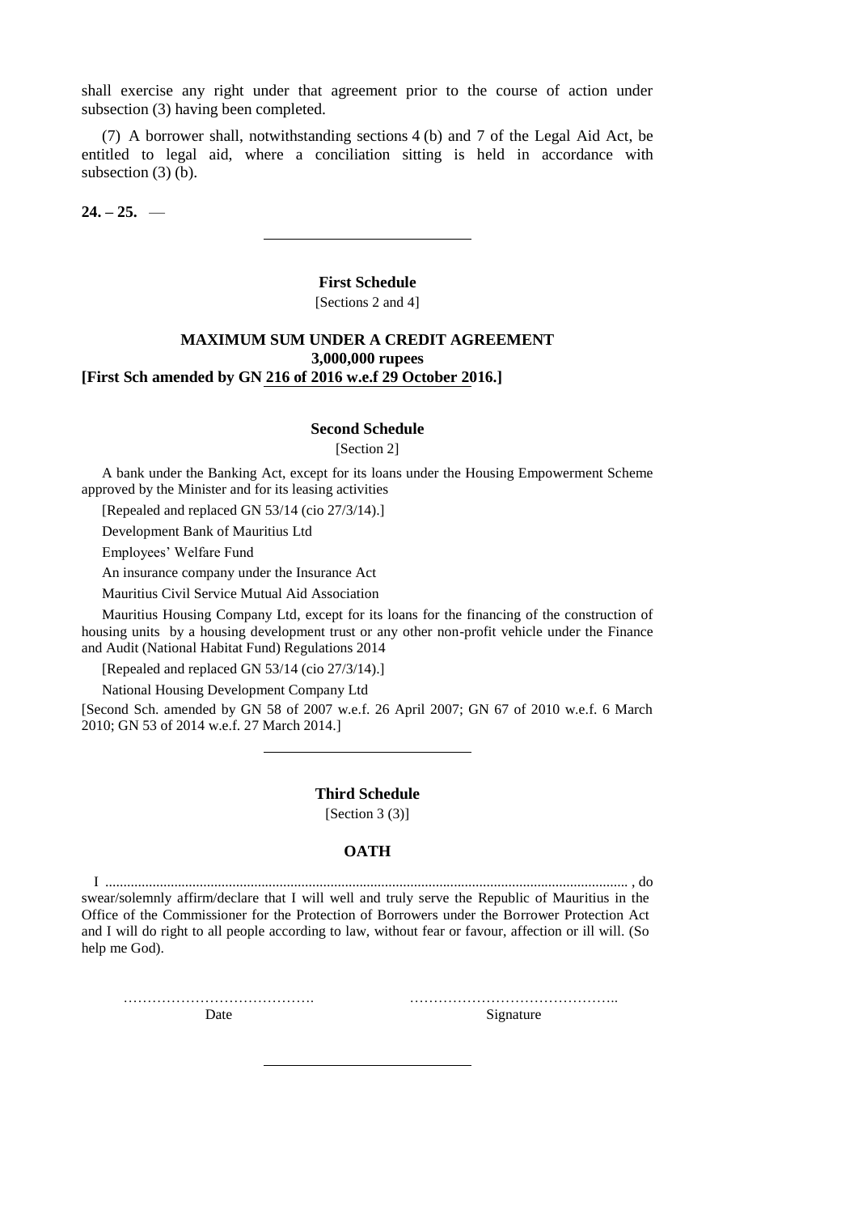shall exercise any right under that agreement prior to the course of action under subsection (3) having been completed.

(7) A borrower shall, notwithstanding sections 4 (b) and 7 of the Legal Aid Act, be entitled to legal aid, where a conciliation sitting is held in accordance with subsection (3) (b).

**24. – 25.** —

---

**First Schedule**

[Sections 2 and 4]

**MAXIMUM SUM UNDER A CREDIT AGREEMENT**

**3,000,000 rupees**

**[First Sch amended by GN 216 of 2016 w.e.f 29 October 2016.]**

**Second Schedule**

[Section 2]

A bank under the Banking Act, except for its loans under the Housing Empowerment Scheme approved by the Minister and for its leasing activities

[Repealed and replaced GN 53/14 (cio 27/3/14).]

Development Bank of Mauritius Ltd

Employees' Welfare Fund

An insurance company under the Insurance Act

Mauritius Civil Service Mutual Aid Association

Mauritius Housing Company Ltd, except for its loans for the financing of the construction of housing units by a housing development trust or any other non-profit vehicle under the Finance and Audit (National Habitat Fund) Regulations 2014

[Repealed and replaced GN 53/14 (cio 27/3/14).]

National Housing Development Company Ltd

[Second Sch. amended by GN 58 of 2007 w.e.f. 26 April 2007; GN 67 of 2010 w.e.f. 6 March 2010; GN 53 of 2014 w.e.f. 27 March 2014.]

---

**Third Schedule**

[Section 3 (3)]

**OATH**

I .............................................................................................................................................. , do swear/solemnly affirm/declare that I will well and truly serve the Republic of Mauritius in the Office of the Commissioner for the Protection of Borrowers under the Borrower Protection Act and I will do right to all people according to law, without fear or favour, affection or ill will. (So help me God).

| | |
|---|---|
| …………………………………. | …………………………………….. |
| Date | Signature |

---